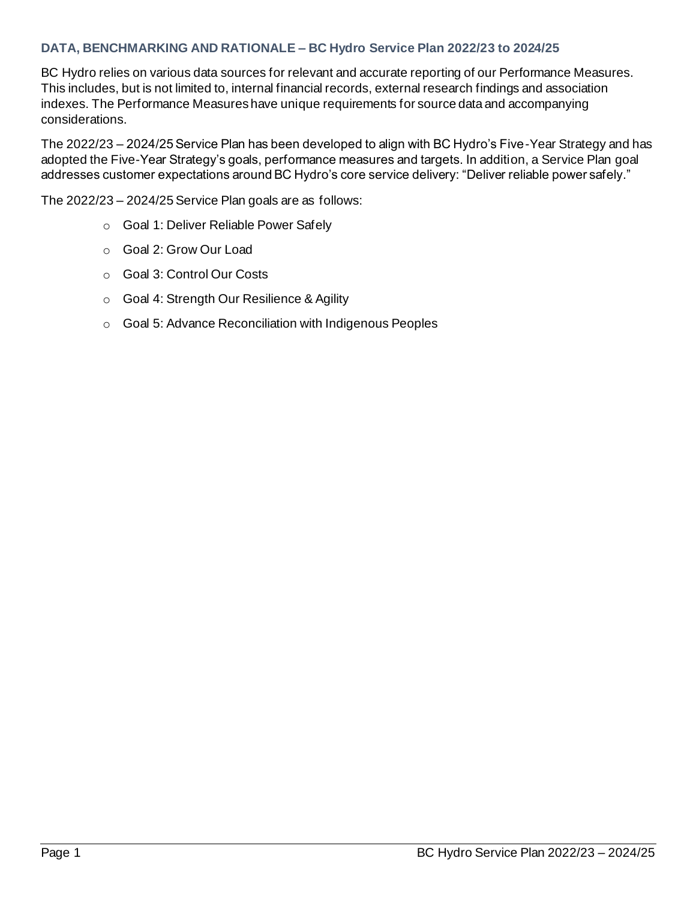## DATA, BENCHMARKING AND RATIONALE – BC Hydro Service Plan 2022/23 to 2024/25

BC Hydro relies on various data sources for relevant and accurate reporting of our Performance Measures. This includes, but is not limited to, internal financial records, external research findings and association indexes. The Performance Measures have unique requirements for source data and accompanying considerations.

The 2022/23 – 2024/25 Service Plan has been developed to align with BC Hydro's Five-Year Strategy and has adopted the Five-Year Strategy's goals, performance measures and targets. In addition, a Service Plan goal addresses customer expectations around BC Hydro's core service delivery: "Deliver reliable power safely."

The 2022/23 – 2024/25 Service Plan goals are as follows:

- Goal 1: Deliver Reliable Power Safely
- Goal 2: Grow Our Load
- Goal 3: Control Our Costs
- Goal 4: Strength Our Resilience & Agility
- Goal 5: Advance Reconciliation with Indigenous Peoples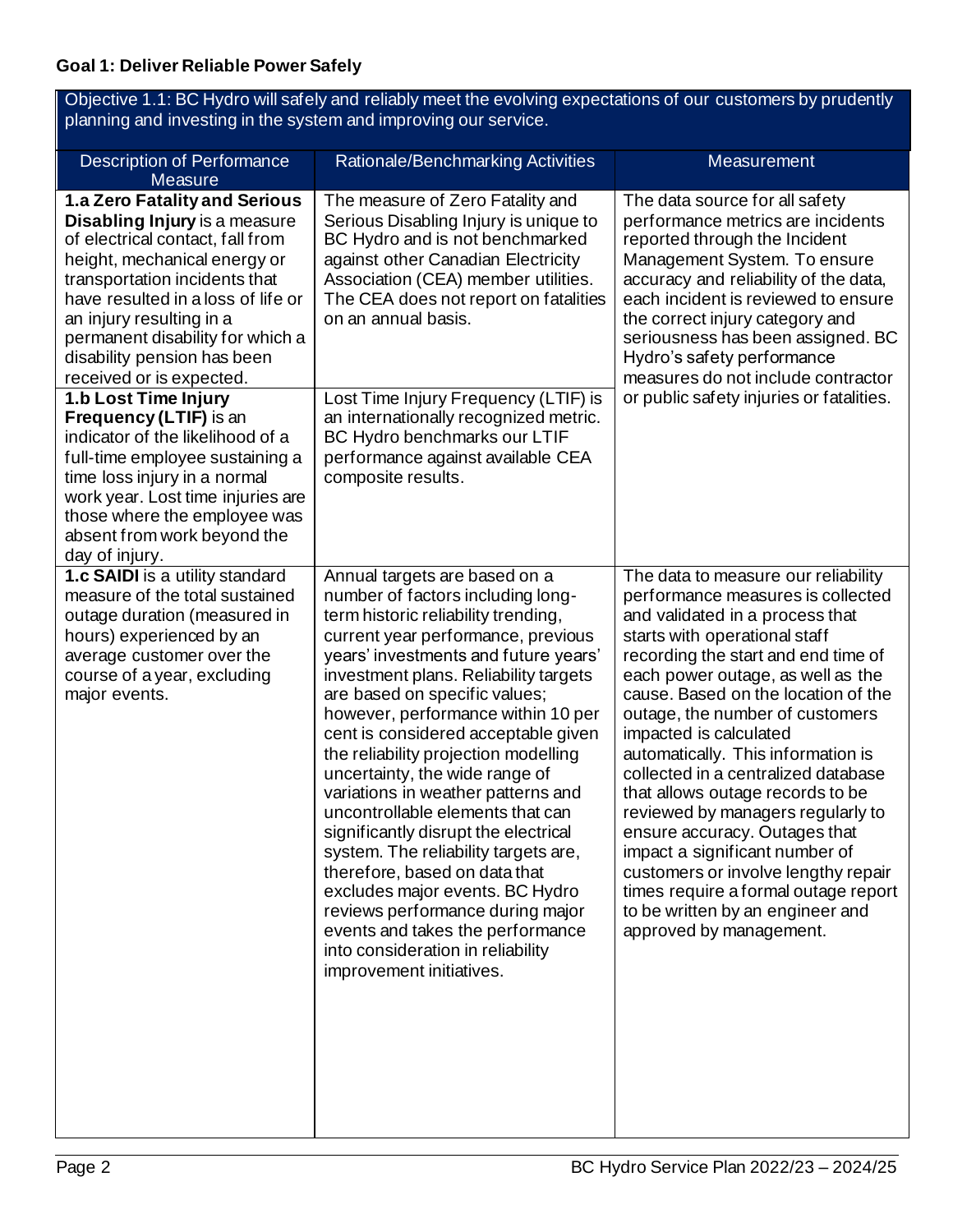### Goal 1: Deliver Reliable Power Safely

| Objective 1.1: BC Hydro will safely and reliably meet the evolving expectations of our customers by prudently planning and investing in the system and improving our service. | | |
|---|---|---|
| **Description of Performance Measure** | **Rationale/Benchmarking Activities** | **Measurement** |
| **1.a Zero Fatality and Serious Disabling Injury** is a measure of electrical contact, fall from height, mechanical energy or transportation incidents that have resulted in a loss of life or an injury resulting in a permanent disability for which a disability pension has been received or is expected. | The measure of Zero Fatality and Serious Disabling Injury is unique to BC Hydro and is not benchmarked against other Canadian Electricity Association (CEA) member utilities. The CEA does not report on fatalities on an annual basis. | The data source for all safety performance metrics are incidents reported through the Incident Management System. To ensure accuracy and reliability of the data, each incident is reviewed to ensure the correct injury category and seriousness has been assigned. BC Hydro's safety performance measures do not include contractor or public safety injuries or fatalities. |
| **1.b Lost Time Injury Frequency (LTIF)** is an indicator of the likelihood of a full-time employee sustaining a time loss injury in a normal work year. Lost time injuries are those where the employee was absent from work beyond the day of injury. | Lost Time Injury Frequency (LTIF) is an internationally recognized metric. BC Hydro benchmarks our LTIF performance against available CEA composite results. | |
| **1.c SAIDI** is a utility standard measure of the total sustained outage duration (measured in hours) experienced by an average customer over the course of a year, excluding major events. | Annual targets are based on a number of factors including long-term historic reliability trending, current year performance, previous years' investments and future years' investment plans. Reliability targets are based on specific values; however, performance within 10 per cent is considered acceptable given the reliability projection modelling uncertainty, the wide range of variations in weather patterns and uncontrollable elements that can significantly disrupt the electrical system. The reliability targets are, therefore, based on data that excludes major events. BC Hydro reviews performance during major events and takes the performance into consideration in reliability improvement initiatives. | The data to measure our reliability performance measures is collected and validated in a process that starts with operational staff recording the start and end time of each power outage, as well as the cause. Based on the location of the outage, the number of customers impacted is calculated automatically. This information is collected in a centralized database that allows outage records to be reviewed by managers regularly to ensure accuracy. Outages that impact a significant number of customers or involve lengthy repair times require a formal outage report to be written by an engineer and approved by management. |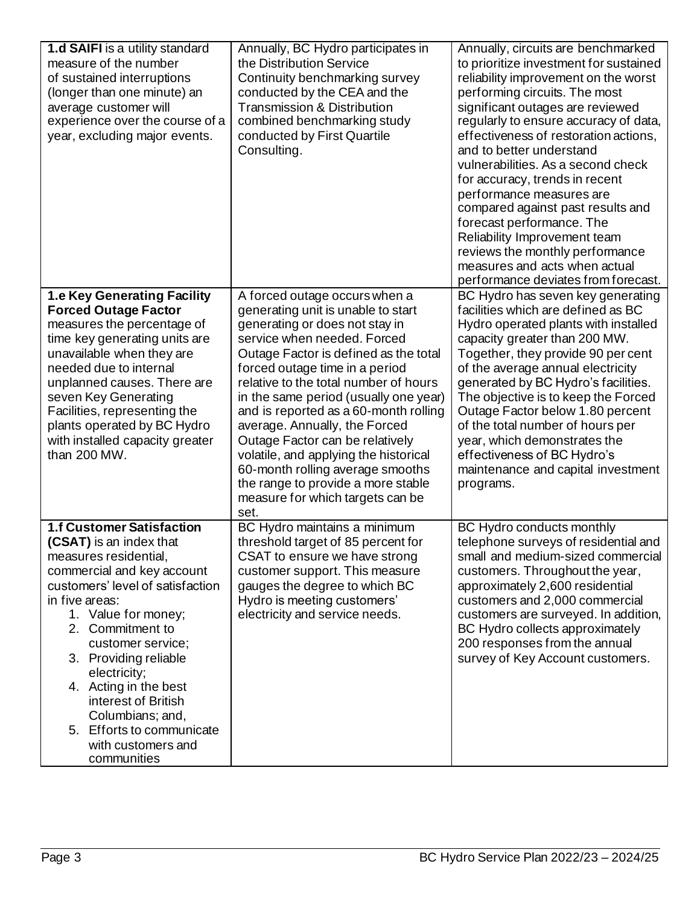| | | |
|---|---|---|
| **1.d SAIFI** is a utility standard measure of the number of sustained interruptions (longer than one minute) an average customer will experience over the course of a year, excluding major events. | Annually, BC Hydro participates in the Distribution Service Continuity benchmarking survey conducted by the CEA and the Transmission & Distribution combined benchmarking study conducted by First Quartile Consulting. | Annually, circuits are benchmarked to prioritize investment for sustained reliability improvement on the worst performing circuits. The most significant outages are reviewed regularly to ensure accuracy of data, effectiveness of restoration actions, and to better understand vulnerabilities. As a second check for accuracy, trends in recent performance measures are compared against past results and forecast performance. The Reliability Improvement team reviews the monthly performance measures and acts when actual performance deviates from forecast. |
| **1.e Key Generating Facility Forced Outage Factor** measures the percentage of time key generating units are unavailable when they are needed due to internal unplanned causes. There are seven Key Generating Facilities, representing the plants operated by BC Hydro with installed capacity greater than 200 MW. | A forced outage occurs when a generating unit is unable to start generating or does not stay in service when needed. Forced Outage Factor is defined as the total forced outage time in a period relative to the total number of hours in the same period (usually one year) and is reported as a 60-month rolling average. Annually, the Forced Outage Factor can be relatively volatile, and applying the historical 60-month rolling average smooths the range to provide a more stable measure for which targets can be set. | BC Hydro has seven key generating facilities which are defined as BC Hydro operated plants with installed capacity greater than 200 MW. Together, they provide 90 per cent of the average annual electricity generated by BC Hydro's facilities. The objective is to keep the Forced Outage Factor below 1.80 percent of the total number of hours per year, which demonstrates the effectiveness of BC Hydro's maintenance and capital investment programs. |
| **1.f Customer Satisfaction (CSAT)** is an index that measures residential, commercial and key account customers' level of satisfaction in five areas:<br>1. Value for money;<br>2. Commitment to customer service;<br>3. Providing reliable electricity;<br>4. Acting in the best interest of British Columbians; and,<br>5. Efforts to communicate with customers and communities | BC Hydro maintains a minimum threshold target of 85 percent for CSAT to ensure we have strong customer support. This measure gauges the degree to which BC Hydro is meeting customers' electricity and service needs. | BC Hydro conducts monthly telephone surveys of residential and small and medium-sized commercial customers. Throughout the year, approximately 2,600 residential customers and 2,000 commercial customers are surveyed. In addition, BC Hydro collects approximately 200 responses from the annual survey of Key Account customers. |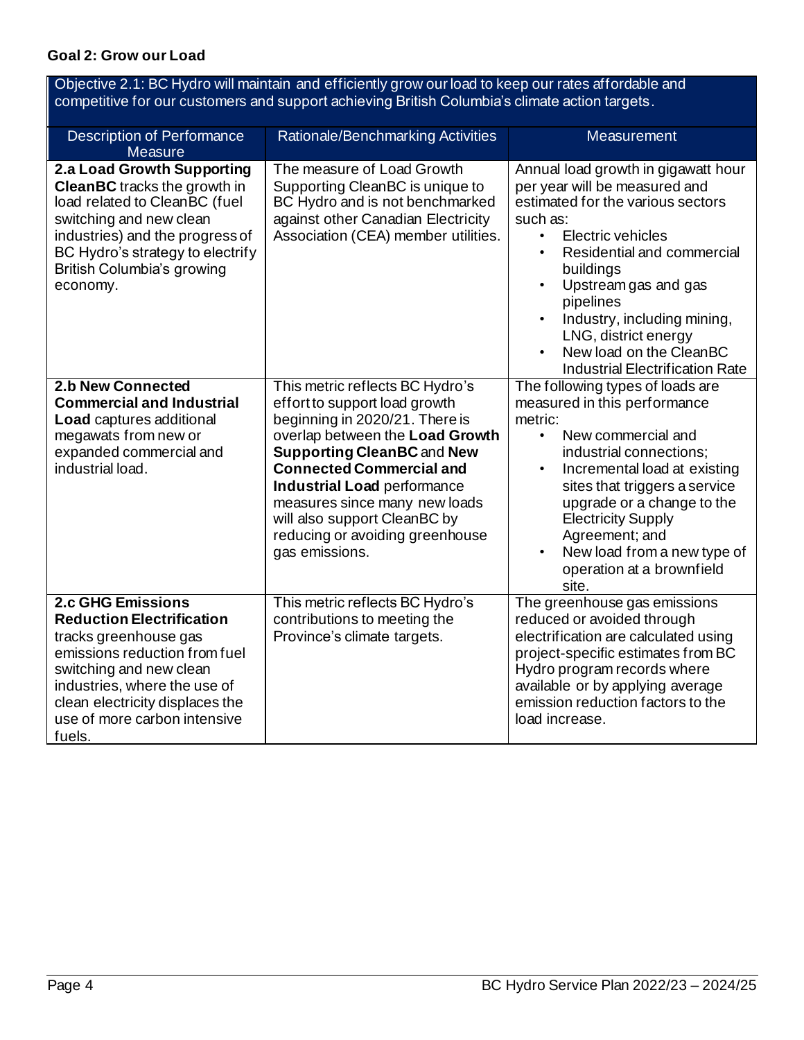**Goal 2: Grow our Load**

| Objective 2.1: BC Hydro will maintain and efficiently grow our load to keep our rates affordable and competitive for our customers and support achieving British Columbia's climate action targets. | | |
|---|---|---|
| **Description of Performance Measure** | **Rationale/Benchmarking Activities** | **Measurement** |
| **2.a Load Growth Supporting CleanBC** tracks the growth in load related to CleanBC (fuel switching and new clean industries) and the progress of BC Hydro's strategy to electrify British Columbia's growing economy. | The measure of Load Growth Supporting CleanBC is unique to BC Hydro and is not benchmarked against other Canadian Electricity Association (CEA) member utilities. | Annual load growth in gigawatt hour per year will be measured and estimated for the various sectors such as:<br>• Electric vehicles<br>• Residential and commercial buildings<br>• Upstream gas and gas pipelines<br>• Industry, including mining, LNG, district energy<br>• New load on the CleanBC Industrial Electrification Rate |
| **2.b New Connected Commercial and Industrial Load** captures additional megawats from new or expanded commercial and industrial load. | This metric reflects BC Hydro's effort to support load growth beginning in 2020/21. There is overlap between the **Load Growth Supporting CleanBC** and **New Connected Commercial and Industrial Load** performance measures since many new loads will also support CleanBC by reducing or avoiding greenhouse gas emissions. | The following types of loads are measured in this performance metric:<br>• New commercial and industrial connections;<br>• Incremental load at existing sites that triggers a service upgrade or a change to the Electricity Supply Agreement; and<br>• New load from a new type of operation at a brownfield site. |
| **2.c GHG Emissions Reduction Electrification** tracks greenhouse gas emissions reduction from fuel switching and new clean industries, where the use of clean electricity displaces the use of more carbon intensive fuels. | This metric reflects BC Hydro's contributions to meeting the Province's climate targets. | The greenhouse gas emissions reduced or avoided through electrification are calculated using project-specific estimates from BC Hydro program records where available or by applying average emission reduction factors to the load increase. |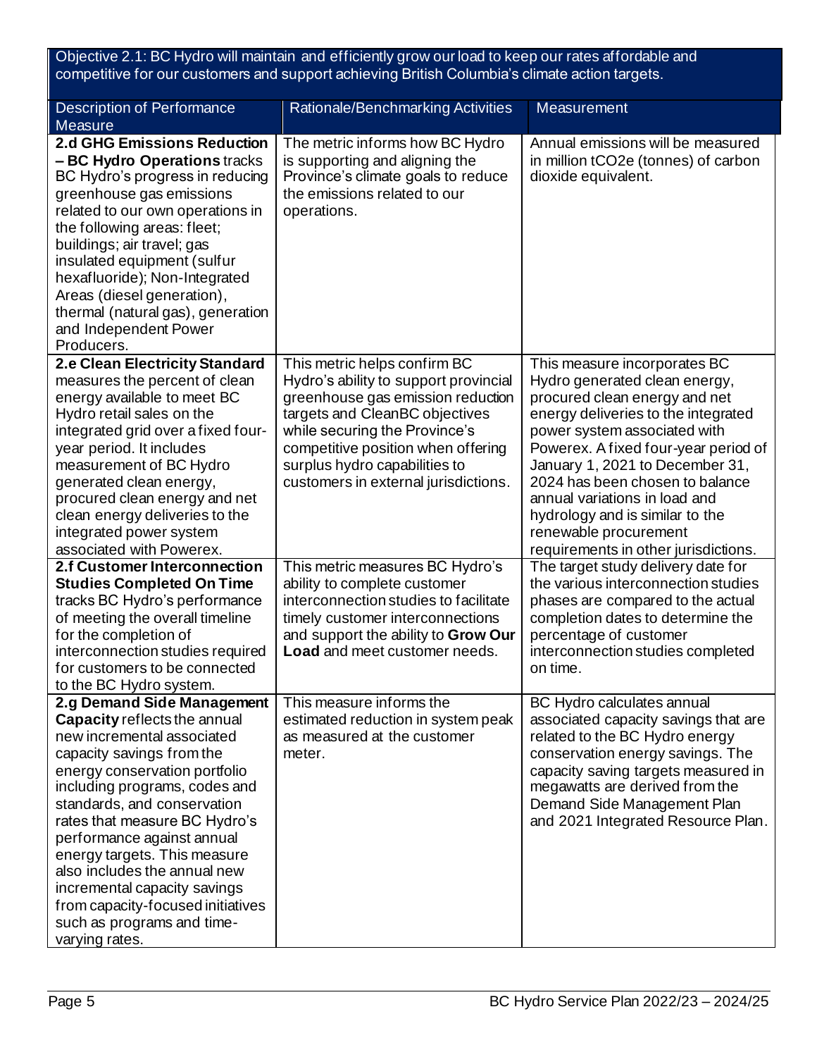| Objective 2.1: BC Hydro will maintain and efficiently grow our load to keep our rates affordable and competitive for our customers and support achieving British Columbia's climate action targets. | | |
|---|---|---|
| **Description of Performance Measure** | **Rationale/Benchmarking Activities** | **Measurement** |
| **2.d GHG Emissions Reduction – BC Hydro Operations** tracks BC Hydro's progress in reducing greenhouse gas emissions related to our own operations in the following areas: fleet; buildings; air travel; gas insulated equipment (sulfur hexafluoride); Non-Integrated Areas (diesel generation), thermal (natural gas), generation and Independent Power Producers. | The metric informs how BC Hydro is supporting and aligning the Province's climate goals to reduce the emissions related to our operations. | Annual emissions will be measured in million tCO2e (tonnes) of carbon dioxide equivalent. |
| **2.e Clean Electricity Standard** measures the percent of clean energy available to meet BC Hydro retail sales on the integrated grid over a fixed four-year period. It includes measurement of BC Hydro generated clean energy, procured clean energy and net clean energy deliveries to the integrated power system associated with Powerex. | This metric helps confirm BC Hydro's ability to support provincial greenhouse gas emission reduction targets and CleanBC objectives while securing the Province's competitive position when offering surplus hydro capabilities to customers in external jurisdictions. | This measure incorporates BC Hydro generated clean energy, procured clean energy and net energy deliveries to the integrated power system associated with Powerex. A fixed four-year period of January 1, 2021 to December 31, 2024 has been chosen to balance annual variations in load and hydrology and is similar to the renewable procurement requirements in other jurisdictions. |
| **2.f Customer Interconnection Studies Completed On Time** tracks BC Hydro's performance of meeting the overall timeline for the completion of interconnection studies required for customers to be connected to the BC Hydro system. | This metric measures BC Hydro's ability to complete customer interconnection studies to facilitate timely customer interconnections and support the ability to **Grow Our Load** and meet customer needs. | The target study delivery date for the various interconnection studies phases are compared to the actual completion dates to determine the percentage of customer interconnection studies completed on time. |
| **2.g Demand Side Management Capacity** reflects the annual new incremental associated capacity savings from the energy conservation portfolio including programs, codes and standards, and conservation rates that measure BC Hydro's performance against annual energy targets. This measure also includes the annual new incremental capacity savings from capacity-focused initiatives such as programs and time-varying rates. | This measure informs the estimated reduction in system peak as measured at the customer meter. | BC Hydro calculates annual associated capacity savings that are related to the BC Hydro energy conservation energy savings. The capacity saving targets measured in megawatts are derived from the Demand Side Management Plan and 2021 Integrated Resource Plan. |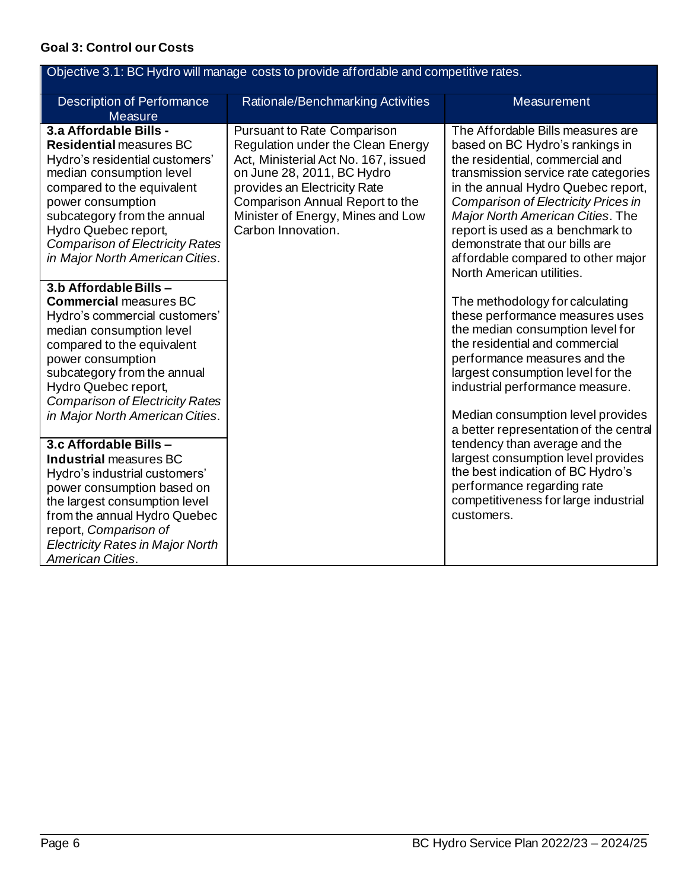### Goal 3: Control our Costs

| Objective 3.1: BC Hydro will manage costs to provide affordable and competitive rates. | | |
|---|---|---|
| Description of Performance Measure | Rationale/Benchmarking Activities | Measurement |
| **3.a Affordable Bills - Residential** measures BC Hydro's residential customers' median consumption level compared to the equivalent power consumption subcategory from the annual Hydro Quebec report, *Comparison of Electricity Rates in Major North American Cities*. | Pursuant to Rate Comparison Regulation under the Clean Energy Act, Ministerial Act No. 167, issued on June 28, 2011, BC Hydro provides an Electricity Rate Comparison Annual Report to the Minister of Energy, Mines and Low Carbon Innovation. | The Affordable Bills measures are based on BC Hydro's rankings in the residential, commercial and transmission service rate categories in the annual Hydro Quebec report, *Comparison of Electricity Prices in Major North American Cities*. The report is used as a benchmark to demonstrate that our bills are affordable compared to other major North American utilities. |
| **3.b Affordable Bills – Commercial** measures BC Hydro's commercial customers' median consumption level compared to the equivalent power consumption subcategory from the annual Hydro Quebec report, *Comparison of Electricity Rates in Major North American Cities*. | | The methodology for calculating these performance measures uses the median consumption level for the residential and commercial performance measures and the largest consumption level for the industrial performance measure. |
| **3.c Affordable Bills – Industrial** measures BC Hydro's industrial customers' power consumption based on the largest consumption level from the annual Hydro Quebec report, *Comparison of Electricity Rates in Major North American Cities*. | | Median consumption level provides a better representation of the central tendency than average and the largest consumption level provides the best indication of BC Hydro's performance regarding rate competitiveness for large industrial customers. |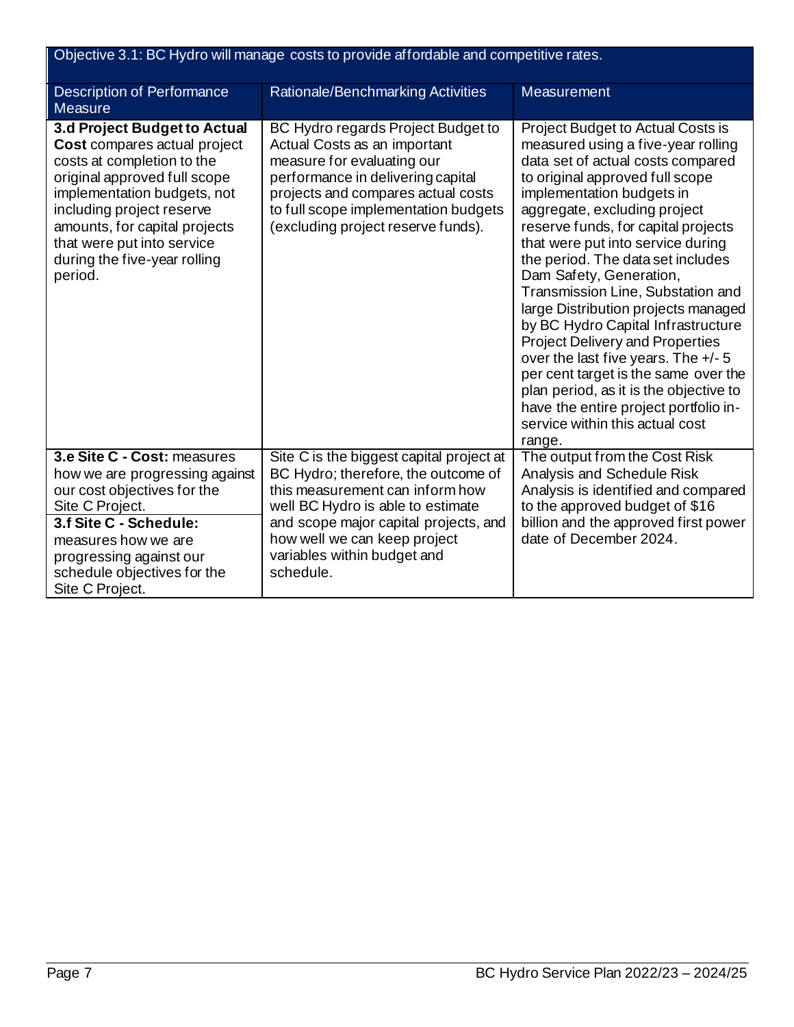| Objective 3.1: BC Hydro will manage costs to provide affordable and competitive rates. | | |
|---|---|---|
| Description of Performance Measure | Rationale/Benchmarking Activities | Measurement |
| **3.d Project Budget to Actual Cost** compares actual project costs at completion to the original approved full scope implementation budgets, not including project reserve amounts, for capital projects that were put into service during the five-year rolling period. | BC Hydro regards Project Budget to Actual Costs as an important measure for evaluating our performance in delivering capital projects and compares actual costs to full scope implementation budgets (excluding project reserve funds). | Project Budget to Actual Costs is measured using a five-year rolling data set of actual costs compared to original approved full scope implementation budgets in aggregate, excluding project reserve funds, for capital projects that were put into service during the period. The data set includes Dam Safety, Generation, Transmission Line, Substation and large Distribution projects managed by BC Hydro Capital Infrastructure Project Delivery and Properties over the last five years. The +/- 5 per cent target is the same over the plan period, as it is the objective to have the entire project portfolio in-service within this actual cost range. |
| **3.e Site C - Cost:** measures how we are progressing against our cost objectives for the Site C Project.<br>**3.f Site C - Schedule:** measures how we are progressing against our schedule objectives for the Site C Project. | Site C is the biggest capital project at BC Hydro; therefore, the outcome of this measurement can inform how well BC Hydro is able to estimate and scope major capital projects, and how well we can keep project variables within budget and schedule. | The output from the Cost Risk Analysis and Schedule Risk Analysis is identified and compared to the approved budget of $16 billion and the approved first power date of December 2024. |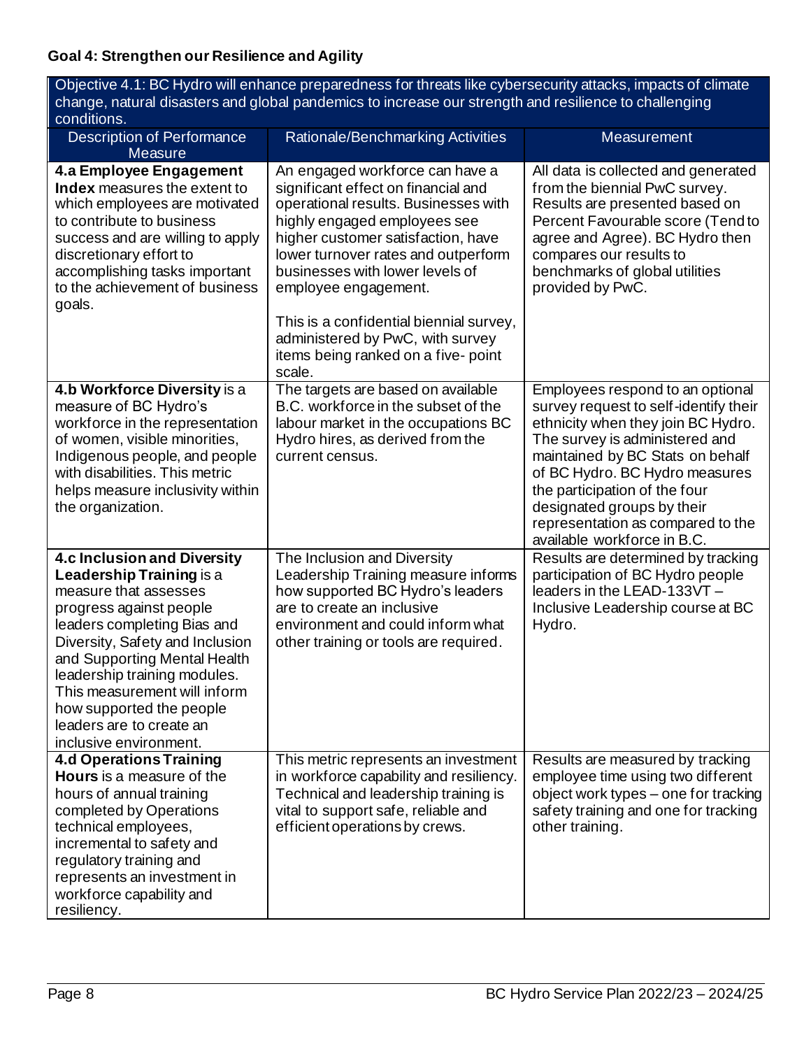**Goal 4: Strengthen our Resilience and Agility**

| Objective 4.1: BC Hydro will enhance preparedness for threats like cybersecurity attacks, impacts of climate change, natural disasters and global pandemics to increase our strength and resilience to challenging conditions. | | |
|---|---|---|
| **Description of Performance Measure** | **Rationale/Benchmarking Activities** | **Measurement** |
| **4.a Employee Engagement Index** measures the extent to which employees are motivated to contribute to business success and are willing to apply discretionary effort to accomplishing tasks important to the achievement of business goals. | An engaged workforce can have a significant effect on financial and operational results. Businesses with highly engaged employees see higher customer satisfaction, have lower turnover rates and outperform businesses with lower levels of employee engagement.<br><br>This is a confidential biennial survey, administered by PwC, with survey items being ranked on a five- point scale. | All data is collected and generated from the biennial PwC survey. Results are presented based on Percent Favourable score (Tend to agree and Agree). BC Hydro then compares our results to benchmarks of global utilities provided by PwC. |
| **4.b Workforce Diversity** is a measure of BC Hydro's workforce in the representation of women, visible minorities, Indigenous people, and people with disabilities. This metric helps measure inclusivity within the organization. | The targets are based on available B.C. workforce in the subset of the labour market in the occupations BC Hydro hires, as derived from the current census. | Employees respond to an optional survey request to self-identify their ethnicity when they join BC Hydro. The survey is administered and maintained by BC Stats on behalf of BC Hydro. BC Hydro measures the participation of the four designated groups by their representation as compared to the available workforce in B.C. |
| **4.c Inclusion and Diversity Leadership Training** is a measure that assesses progress against people leaders completing Bias and Diversity, Safety and Inclusion and Supporting Mental Health leadership training modules. This measurement will inform how supported the people leaders are to create an inclusive environment. | The Inclusion and Diversity Leadership Training measure informs how supported BC Hydro's leaders are to create an inclusive environment and could inform what other training or tools are required. | Results are determined by tracking participation of BC Hydro people leaders in the LEAD-133VT – Inclusive Leadership course at BC Hydro. |
| **4.d Operations Training Hours** is a measure of the hours of annual training completed by Operations technical employees, incremental to safety and regulatory training and represents an investment in workforce capability and resiliency. | This metric represents an investment in workforce capability and resiliency. Technical and leadership training is vital to support safe, reliable and efficient operations by crews. | Results are measured by tracking employee time using two different object work types – one for tracking safety training and one for tracking other training. |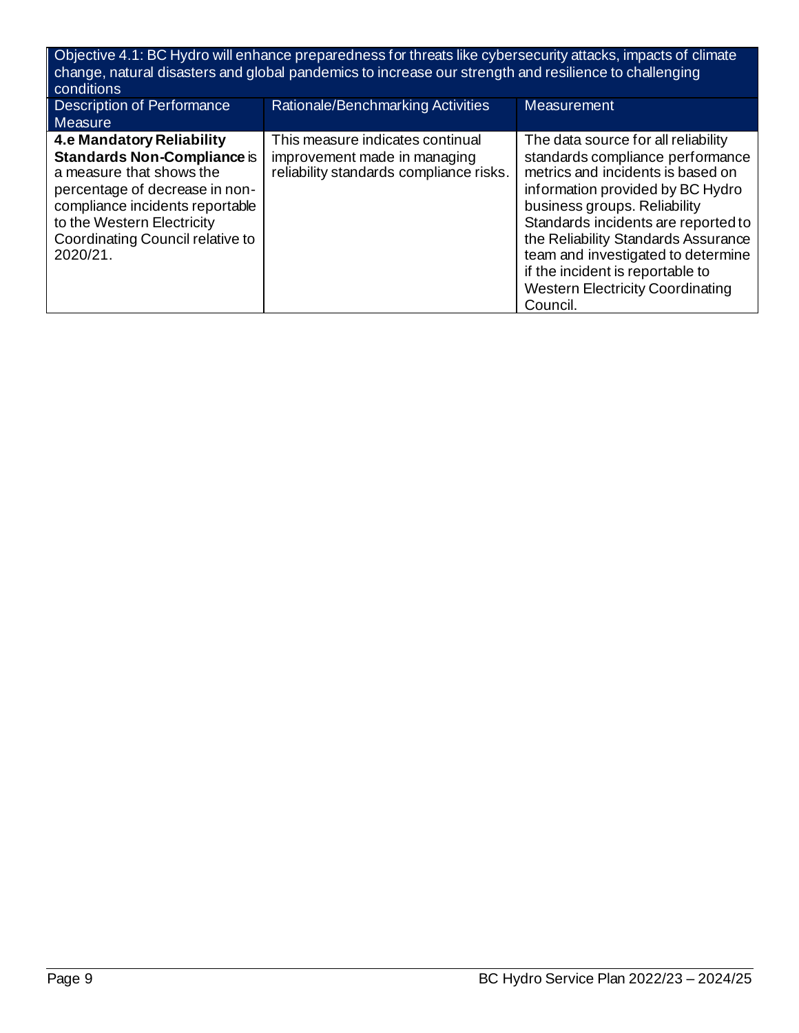| Objective 4.1: BC Hydro will enhance preparedness for threats like cybersecurity attacks, impacts of climate change, natural disasters and global pandemics to increase our strength and resilience to challenging conditions | | |
|---|---|---|
| Description of Performance Measure | Rationale/Benchmarking Activities | Measurement |
| **4.e Mandatory Reliability Standards Non-Compliance** is a measure that shows the percentage of decrease in non-compliance incidents reportable to the Western Electricity Coordinating Council relative to 2020/21. | This measure indicates continual improvement made in managing reliability standards compliance risks. | The data source for all reliability standards compliance performance metrics and incidents is based on information provided by BC Hydro business groups. Reliability Standards incidents are reported to the Reliability Standards Assurance team and investigated to determine if the incident is reportable to Western Electricity Coordinating Council. |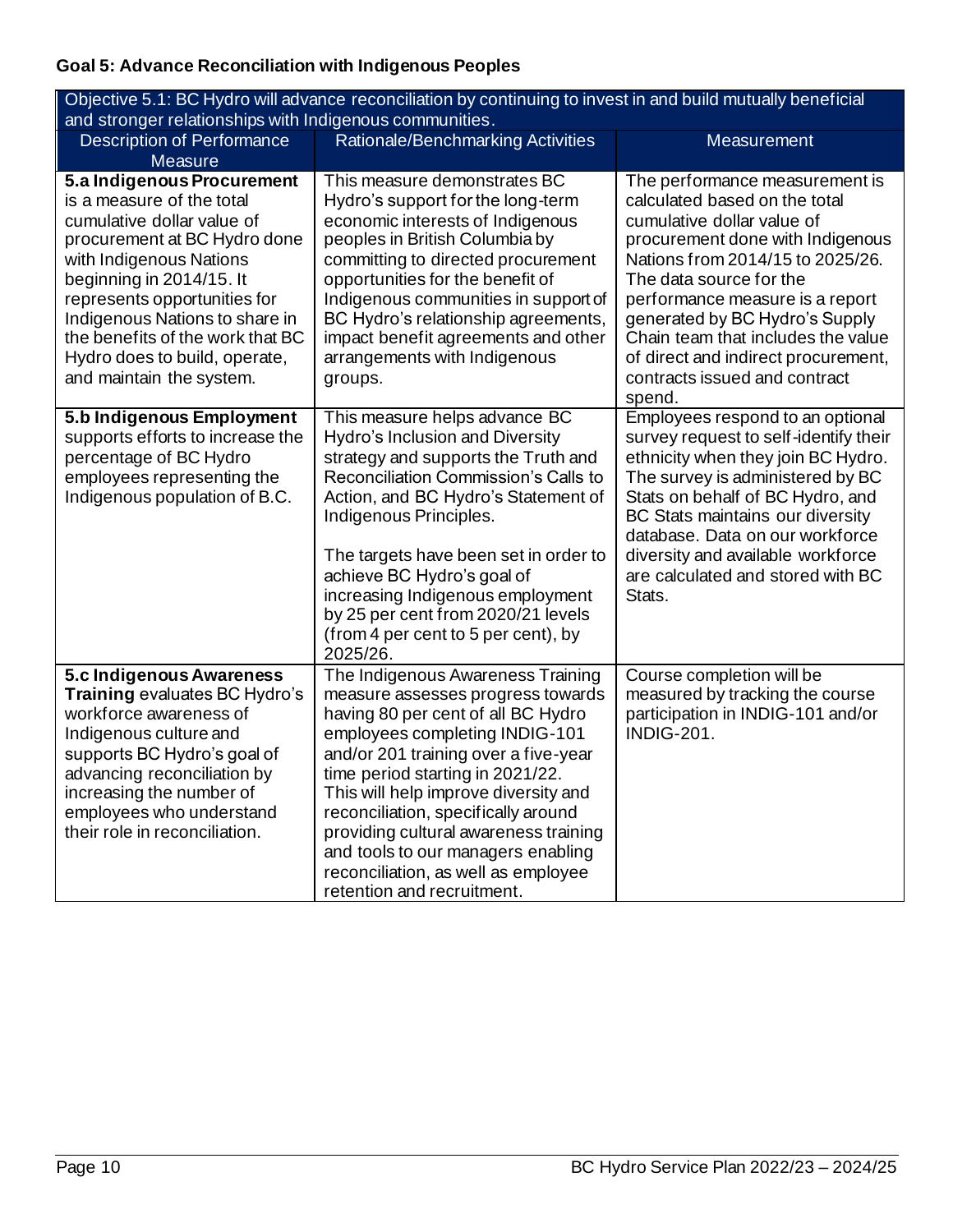**Goal 5: Advance Reconciliation with Indigenous Peoples**

| Objective 5.1: BC Hydro will advance reconciliation by continuing to invest in and build mutually beneficial and stronger relationships with Indigenous communities. | | |
|---|---|---|
| Description of Performance Measure | Rationale/Benchmarking Activities | Measurement |
| **5.a Indigenous Procurement** is a measure of the total cumulative dollar value of procurement at BC Hydro done with Indigenous Nations beginning in 2014/15. It represents opportunities for Indigenous Nations to share in the benefits of the work that BC Hydro does to build, operate, and maintain the system. | This measure demonstrates BC Hydro's support for the long-term economic interests of Indigenous peoples in British Columbia by committing to directed procurement opportunities for the benefit of Indigenous communities in support of BC Hydro's relationship agreements, impact benefit agreements and other arrangements with Indigenous groups. | The performance measurement is calculated based on the total cumulative dollar value of procurement done with Indigenous Nations from 2014/15 to 2025/26. The data source for the performance measure is a report generated by BC Hydro's Supply Chain team that includes the value of direct and indirect procurement, contracts issued and contract spend. |
| **5.b Indigenous Employment** supports efforts to increase the percentage of BC Hydro employees representing the Indigenous population of B.C. | This measure helps advance BC Hydro's Inclusion and Diversity strategy and supports the Truth and Reconciliation Commission's Calls to Action, and BC Hydro's Statement of Indigenous Principles.<br><br>The targets have been set in order to achieve BC Hydro's goal of increasing Indigenous employment by 25 per cent from 2020/21 levels (from 4 per cent to 5 per cent), by 2025/26. | Employees respond to an optional survey request to self-identify their ethnicity when they join BC Hydro. The survey is administered by BC Stats on behalf of BC Hydro, and BC Stats maintains our diversity database. Data on our workforce diversity and available workforce are calculated and stored with BC Stats. |
| **5.c Indigenous Awareness Training** evaluates BC Hydro's workforce awareness of Indigenous culture and supports BC Hydro's goal of advancing reconciliation by increasing the number of employees who understand their role in reconciliation. | The Indigenous Awareness Training measure assesses progress towards having 80 per cent of all BC Hydro employees completing INDIG-101 and/or 201 training over a five-year time period starting in 2021/22. This will help improve diversity and reconciliation, specifically around providing cultural awareness training and tools to our managers enabling reconciliation, as well as employee retention and recruitment. | Course completion will be measured by tracking the course participation in INDIG-101 and/or INDIG-201. |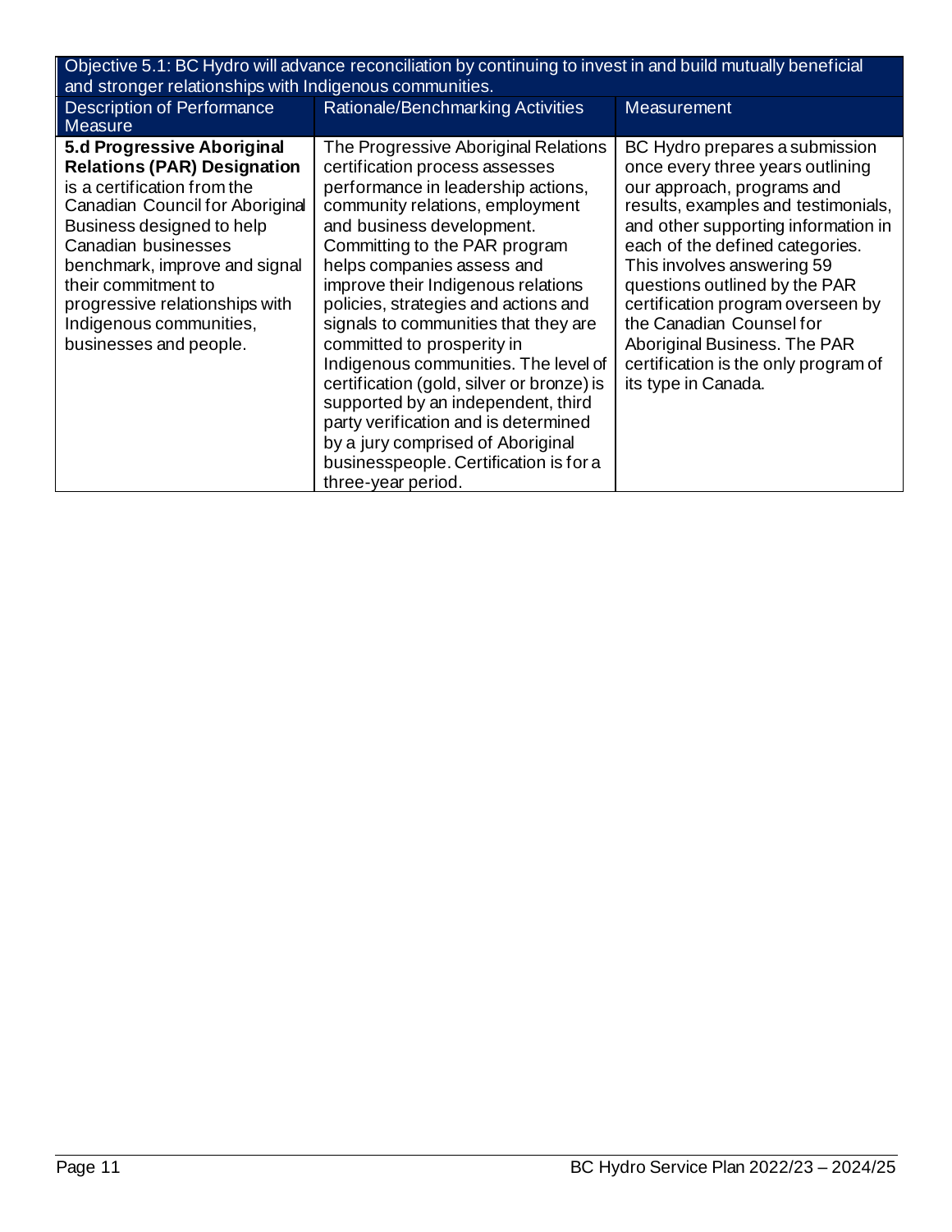| Objective 5.1: BC Hydro will advance reconciliation by continuing to invest in and build mutually beneficial and stronger relationships with Indigenous communities. | | |
|---|---|---|
| Description of Performance Measure | Rationale/Benchmarking Activities | Measurement |
| **5.d Progressive Aboriginal Relations (PAR) Designation** is a certification from the Canadian Council for Aboriginal Business designed to help Canadian businesses benchmark, improve and signal their commitment to progressive relationships with Indigenous communities, businesses and people. | The Progressive Aboriginal Relations certification process assesses performance in leadership actions, community relations, employment and business development. Committing to the PAR program helps companies assess and improve their Indigenous relations policies, strategies and actions and signals to communities that they are committed to prosperity in Indigenous communities. The level of certification (gold, silver or bronze) is supported by an independent, third party verification and is determined by a jury comprised of Aboriginal businesspeople. Certification is for a three-year period. | BC Hydro prepares a submission once every three years outlining our approach, programs and results, examples and testimonials, and other supporting information in each of the defined categories. This involves answering 59 questions outlined by the PAR certification program overseen by the Canadian Counsel for Aboriginal Business. The PAR certification is the only program of its type in Canada. |